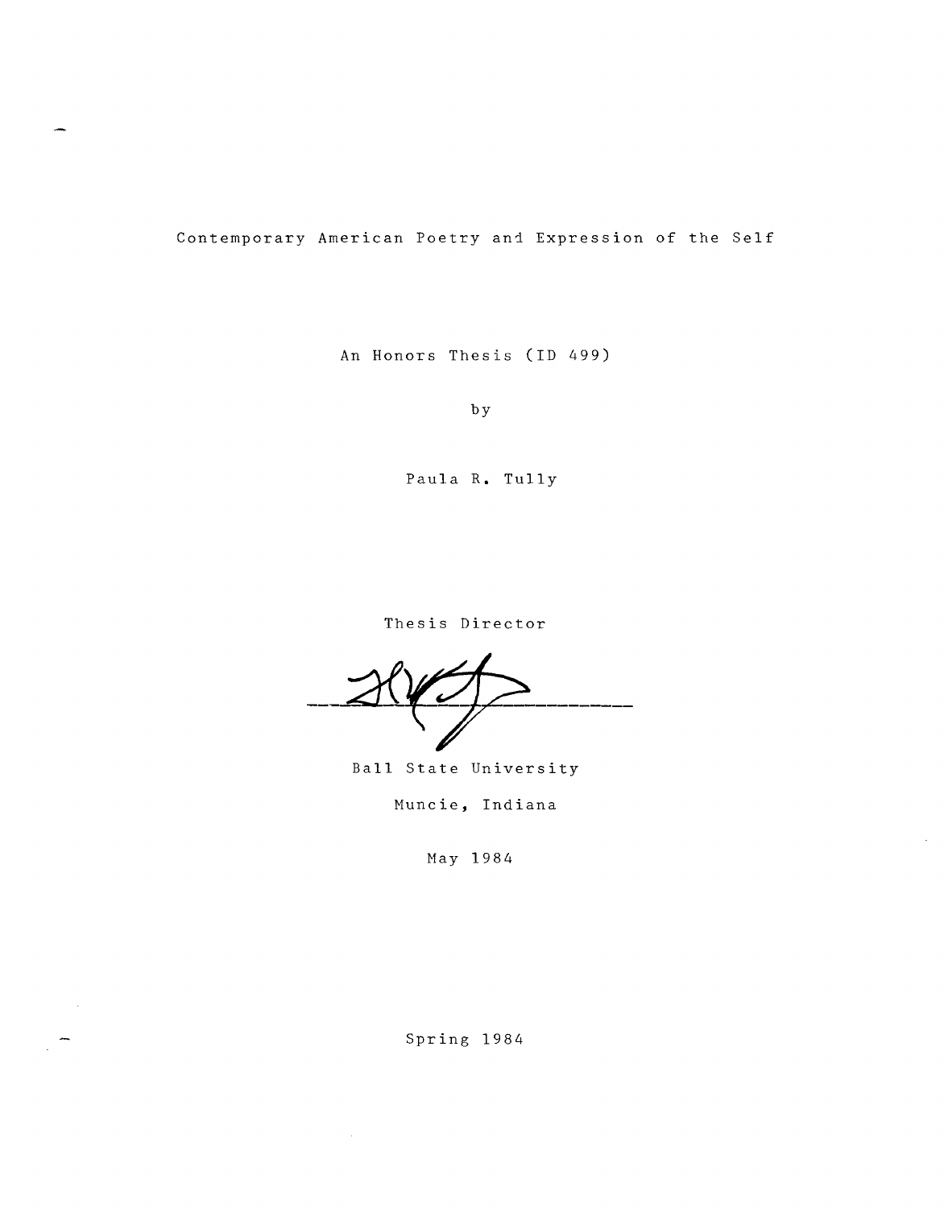# Contemporary American Poetry and Expression of the Self

An Honors Thesis (ID 499)

by

Paula R. Tully

Thesis Director

Ball State University

Muncie, Indiana

May 1984

Spring 1984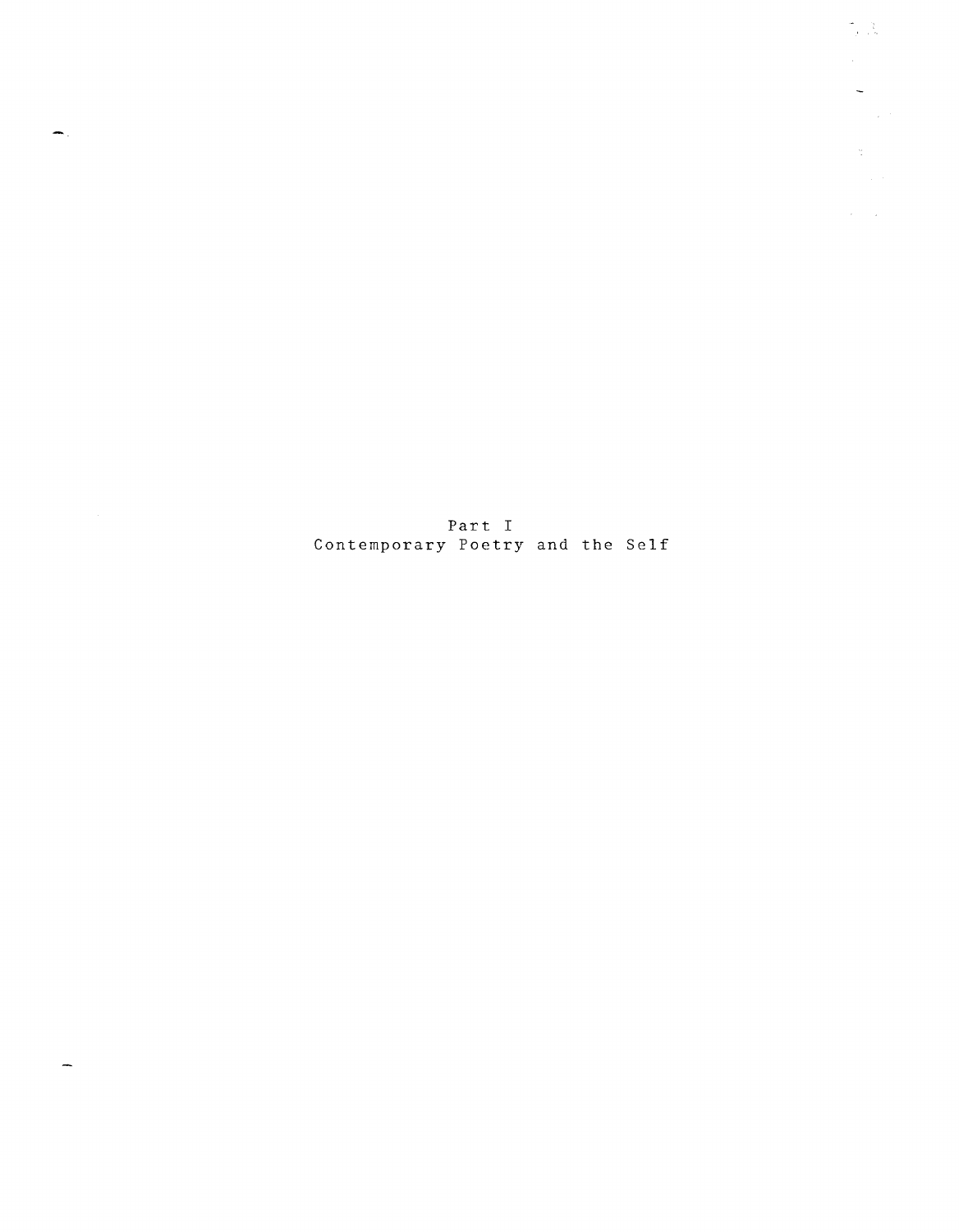# Part I
# Contemporary Poetry and the Self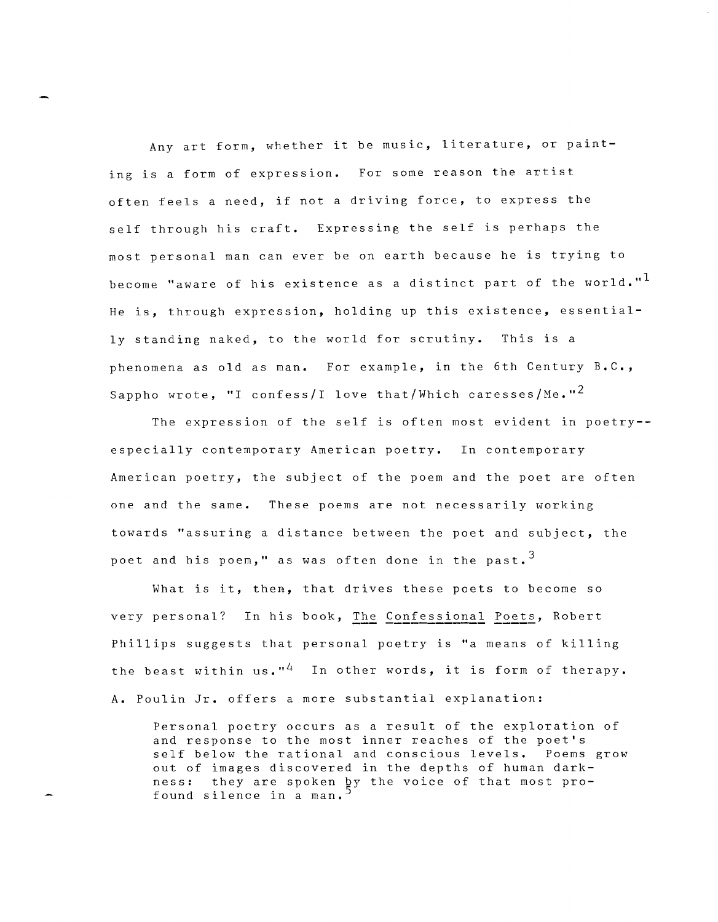Any art form, whether it be music, literature, or painting is a form of expression. For some reason the artist often feels a need, if not a driving force, to express the self through his craft. Expressing the self is perhaps the most personal man can ever be on earth because he is trying to become "aware of his existence as a distinct part of the world."[1] He is, through expression, holding up this existence, essentially standing naked, to the world for scrutiny. This is a phenomena as old as man. For example, in the 6th Century B.C., Sappho wrote, "I confess/I love that/Which caresses/Me."[2]

The expression of the self is often most evident in poetry--especially contemporary American poetry. In contemporary American poetry, the subject of the poem and the poet are often one and the same. These poems are not necessarily working towards "assuring a distance between the poet and subject, the poet and his poem," as was often done in the past.[3]

What is it, then, that drives these poets to become so very personal? In his book, <u>The Confessional Poets</u>, Robert Phillips suggests that personal poetry is "a means of killing the beast within us."[4] In other words, it is form of therapy. A. Poulin Jr. offers a more substantial explanation:

> Personal poetry occurs as a result of the exploration of and response to the most inner reaches of the poet's self below the rational and conscious levels. Poems grow out of images discovered in the depths of human darkness: they are spoken by the voice of that most profound silence in a man.[5]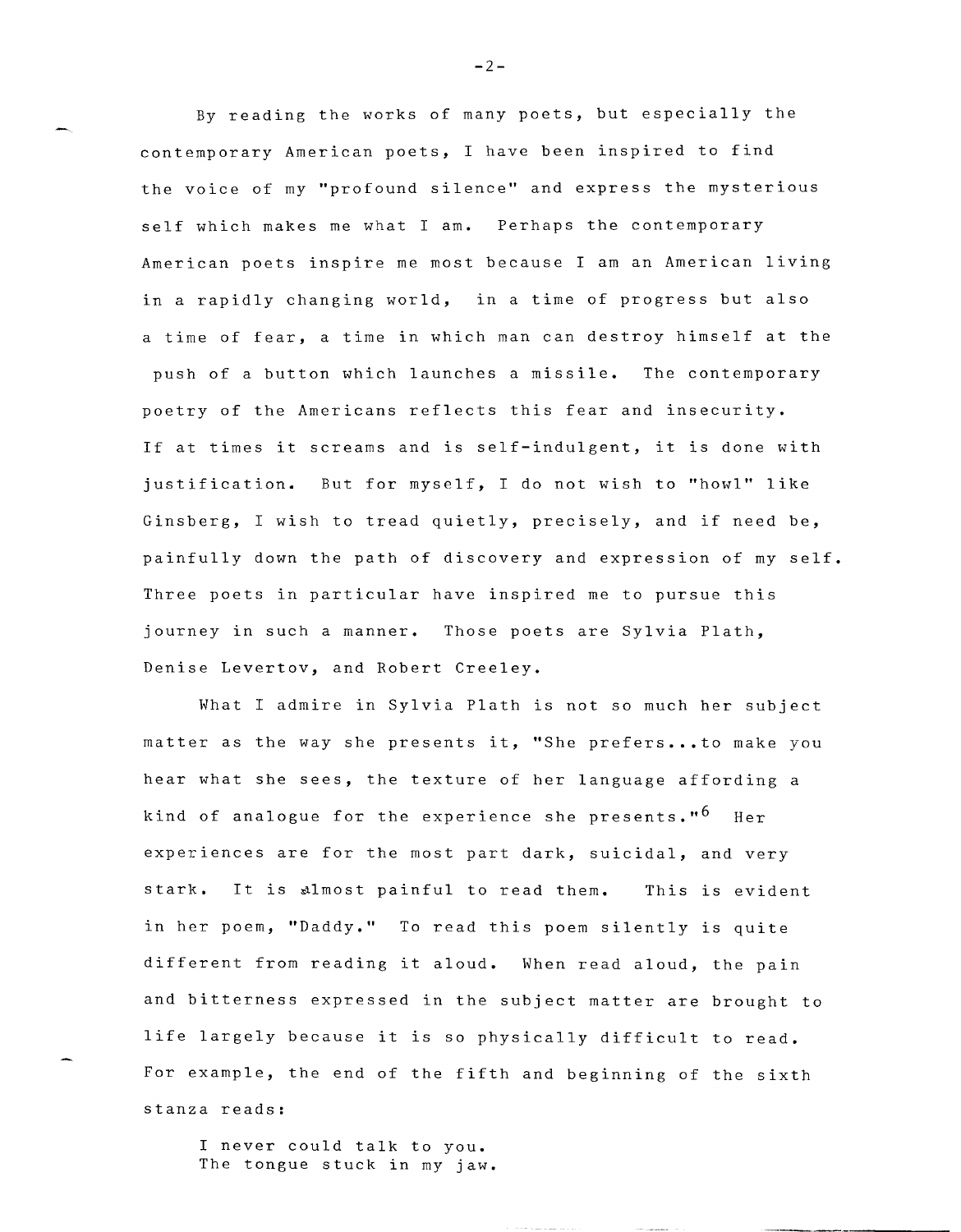By reading the works of many poets, but especially the contemporary American poets, I have been inspired to find the voice of my "profound silence" and express the mysterious self which makes me what I am. Perhaps the contemporary American poets inspire me most because I am an American living in a rapidly changing world, in a time of progress but also a time of fear, a time in which man can destroy himself at the push of a button which launches a missile. The contemporary poetry of the Americans reflects this fear and insecurity. If at times it screams and is self-indulgent, it is done with justification. But for myself, I do not wish to "howl" like Ginsberg, I wish to tread quietly, precisely, and if need be, painfully down the path of discovery and expression of my self. Three poets in particular have inspired me to pursue this journey in such a manner. Those poets are Sylvia Plath, Denise Levertov, and Robert Creeley.

What I admire in Sylvia Plath is not so much her subject matter as the way she presents it, "She prefers...to make you hear what she sees, the texture of her language affording a kind of analogue for the experience she presents."[6] Her experiences are for the most part dark, suicidal, and very stark. It is almost painful to read them. This is evident in her poem, "Daddy." To read this poem silently is quite different from reading it aloud. When read aloud, the pain and bitterness expressed in the subject matter are brought to life largely because it is so physically difficult to read. For example, the end of the fifth and beginning of the sixth stanza reads:

> I never could talk to you.
> The tongue stuck in my jaw.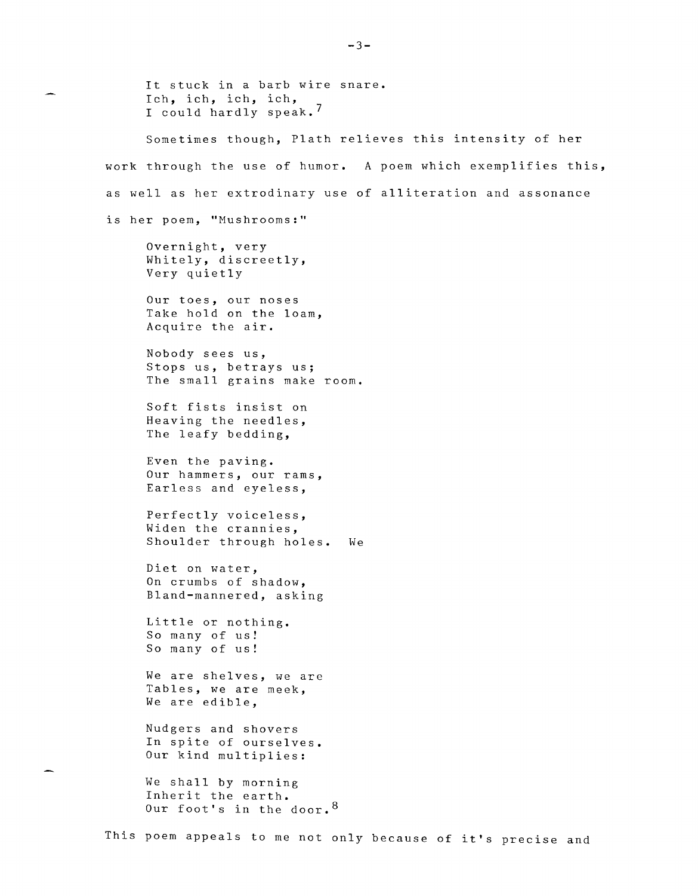It stuck in a barb wire snare.
Ich, ich, ich, ich,
I could hardly speak.[7]

Sometimes though, Plath relieves this intensity of her work through the use of humor. A poem which exemplifies this, as well as her extrodinary use of alliteration and assonance is her poem, "Mushrooms:"

Overnight, very
Whitely, discreetly,
Very quietly

Our toes, our noses
Take hold on the loam,
Acquire the air.

Nobody sees us,
Stops us, betrays us;
The small grains make room.

Soft fists insist on
Heaving the needles,
The leafy bedding,

Even the paving.
Our hammers, our rams,
Earless and eyeless,

Perfectly voiceless,
Widen the crannies,
Shoulder through holes. We

Diet on water,
On crumbs of shadow,
Bland-mannered, asking

Little or nothing.
So many of us!
So many of us!

We are shelves, we are
Tables, we are meek,
We are edible,

Nudgers and shovers
In spite of ourselves.
Our kind multiplies:

We shall by morning
Inherit the earth.
Our foot's in the door.[8]

This poem appeals to me not only because of it's precise and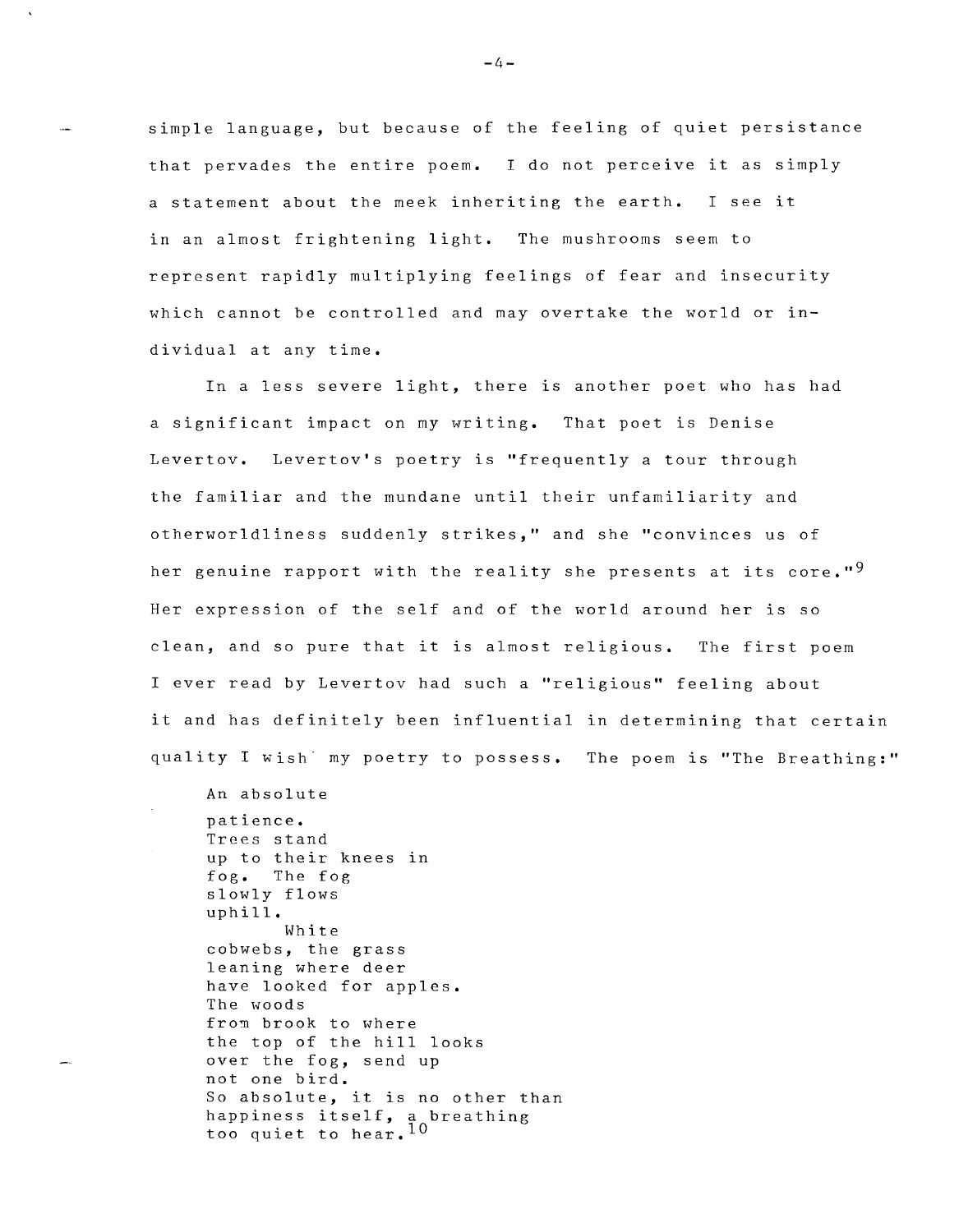simple language, but because of the feeling of quiet persistance that pervades the entire poem. I do not perceive it as simply a statement about the meek inheriting the earth. I see it in an almost frightening light. The mushrooms seem to represent rapidly multiplying feelings of fear and insecurity which cannot be controlled and may overtake the world or individual at any time.

In a less severe light, there is another poet who has had a significant impact on my writing. That poet is Denise Levertov. Levertov's poetry is "frequently a tour through the familiar and the mundane until their unfamiliarity and otherworldliness suddenly strikes," and she "convinces us of her genuine rapport with the reality she presents at its core."[9] Her expression of the self and of the world around her is so clean, and so pure that it is almost religious. The first poem I ever read by Levertov had such a "religious" feeling about it and has definitely been influential in determining that certain quality I wish my poetry to possess. The poem is "The Breathing:"

> An absolute
> patience.
> Trees stand
> up to their knees in
> fog. The fog
> slowly flows
> uphill.
>         White
> cobwebs, the grass
> leaning where deer
> have looked for apples.
> The woods
> from brook to where
> the top of the hill looks
> over the fog, send up
> not one bird.
> So absolute, it is no other than
> happiness itself, a breathing
> too quiet to hear.[10]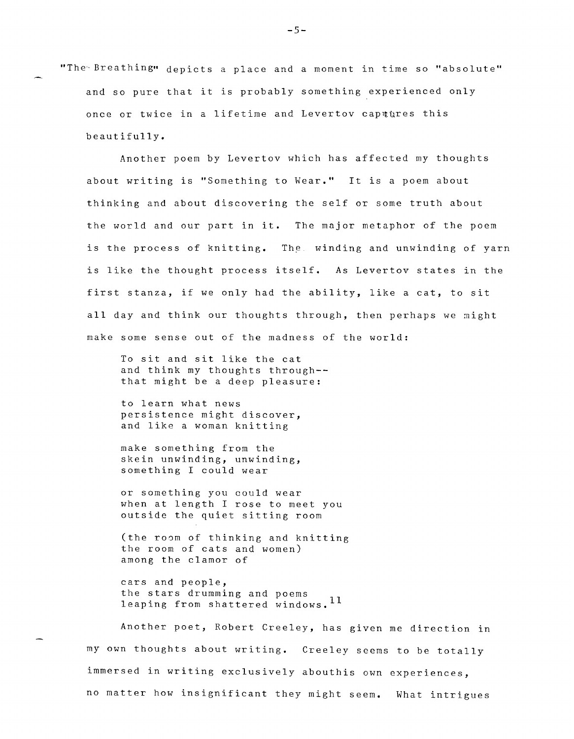"The Breathing" depicts a place and a moment in time so "absolute" and so pure that it is probably something experienced only once or twice in a lifetime and Levertov captures this beautifully.

Another poem by Levertov which has affected my thoughts about writing is "Something to Wear." It is a poem about thinking and about discovering the self or some truth about the world and our part in it. The major metaphor of the poem is the process of knitting. The winding and unwinding of yarn is like the thought process itself. As Levertov states in the first stanza, if we only had the ability, like a cat, to sit all day and think our thoughts through, then perhaps we might make some sense out of the madness of the world:

> To sit and sit like the cat  
> and think my thoughts through--  
> that might be a deep pleasure:
>
> to learn what news  
> persistence might discover,  
> and like a woman knitting
>
> make something from the  
> skein unwinding, unwinding,  
> something I could wear
>
> or something you could wear  
> when at length I rose to meet you  
> outside the quiet sitting room
>
> (the room of thinking and knitting  
> the room of cats and women)  
> among the clamor of
>
> cars and people,  
> the stars drumming and poems  
> leaping from shattered windows.[11]

Another poet, Robert Creeley, has given me direction in my own thoughts about writing. Creeley seems to be totally immersed in writing exclusively abouthis own experiences, no matter how insignificant they might seem. What intrigues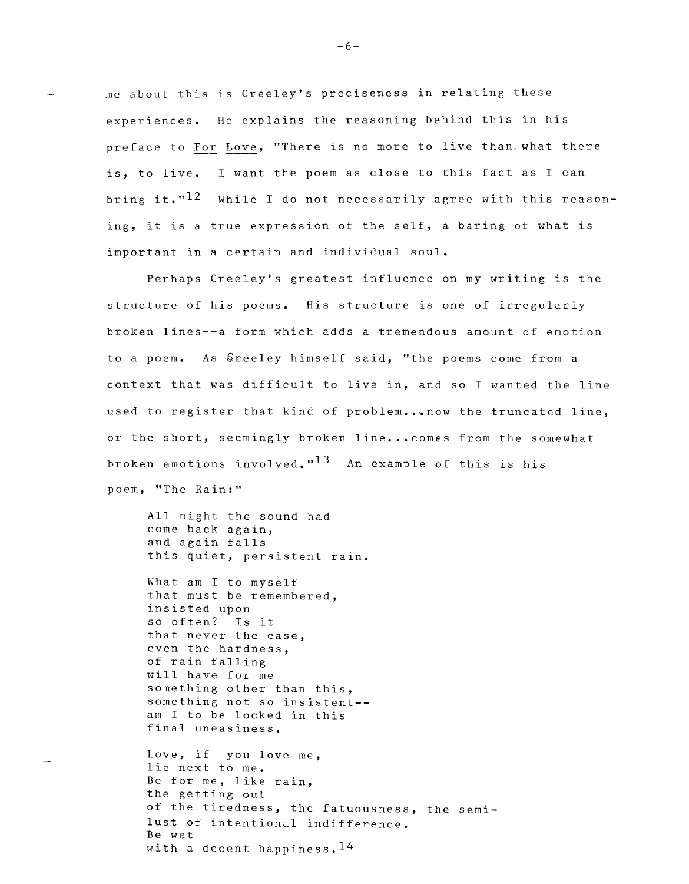me about this is Creeley's preciseness in relating these experiences. He explains the reasoning behind this in his preface to For Love, "There is no more to live than what there is, to live. I want the poem as close to this fact as I can bring it."[12] While I do not necessarily agree with this reasoning, it is a true expression of the self, a baring of what is important in a certain and individual soul.

Perhaps Creeley's greatest influence on my writing is the structure of his poems. His structure is one of irregularly broken lines--a form which adds a tremendous amount of emotion to a poem. As Creeley himself said, "the poems come from a context that was difficult to live in, and so I wanted the line used to register that kind of problem...now the truncated line, or the short, seemingly broken line...comes from the somewhat broken emotions involved."[13] An example of this is his poem, "The Rain:"

> All night the sound had  
> come back again,  
> and again falls  
> this quiet, persistent rain.
>
> What am I to myself  
> that must be remembered,  
> insisted upon  
> so often? Is it  
> that never the ease,  
> even the hardness,  
> of rain falling  
> will have for me  
> something other than this,  
> something not so insistent--  
> am I to be locked in this  
> final uneasiness.
>
> Love, if you love me,  
> lie next to me.  
> Be for me, like rain,  
> the getting out  
> of the tiredness, the fatuousness, the semi-  
> lust of intentional indifference.  
> Be wet  
> with a decent happiness.[14]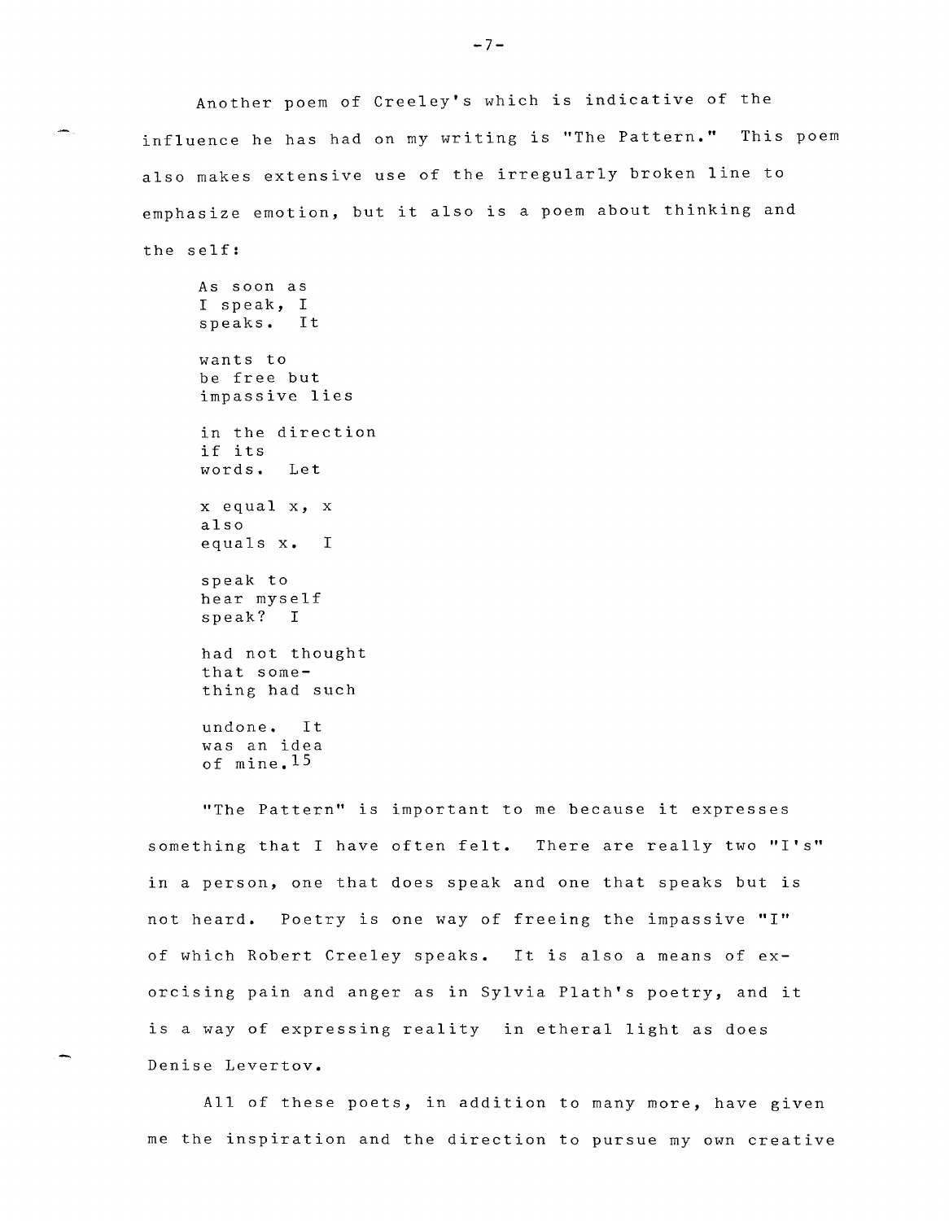Another poem of Creeley's which is indicative of the influence he has had on my writing is "The Pattern." This poem also makes extensive use of the irregularly broken line to emphasize emotion, but it also is a poem about thinking and the self:

> As soon as  
> I speak, I  
> speaks. It
>
> wants to  
> be free but  
> impassive lies
>
> in the direction  
> if its  
> words. Let
>
> x equal x, x  
> also  
> equals x. I
>
> speak to  
> hear myself  
> speak? I
>
> had not thought  
> that some-  
> thing had such
>
> undone. It  
> was an idea  
> of mine.[15]

"The Pattern" is important to me because it expresses something that I have often felt. There are really two "I's" in a person, one that does speak and one that speaks but is not heard. Poetry is one way of freeing the impassive "I" of which Robert Creeley speaks. It is also a means of exorcising pain and anger as in Sylvia Plath's poetry, and it is a way of expressing reality in etheral light as does Denise Levertov.

All of these poets, in addition to many more, have given me the inspiration and the direction to pursue my own creative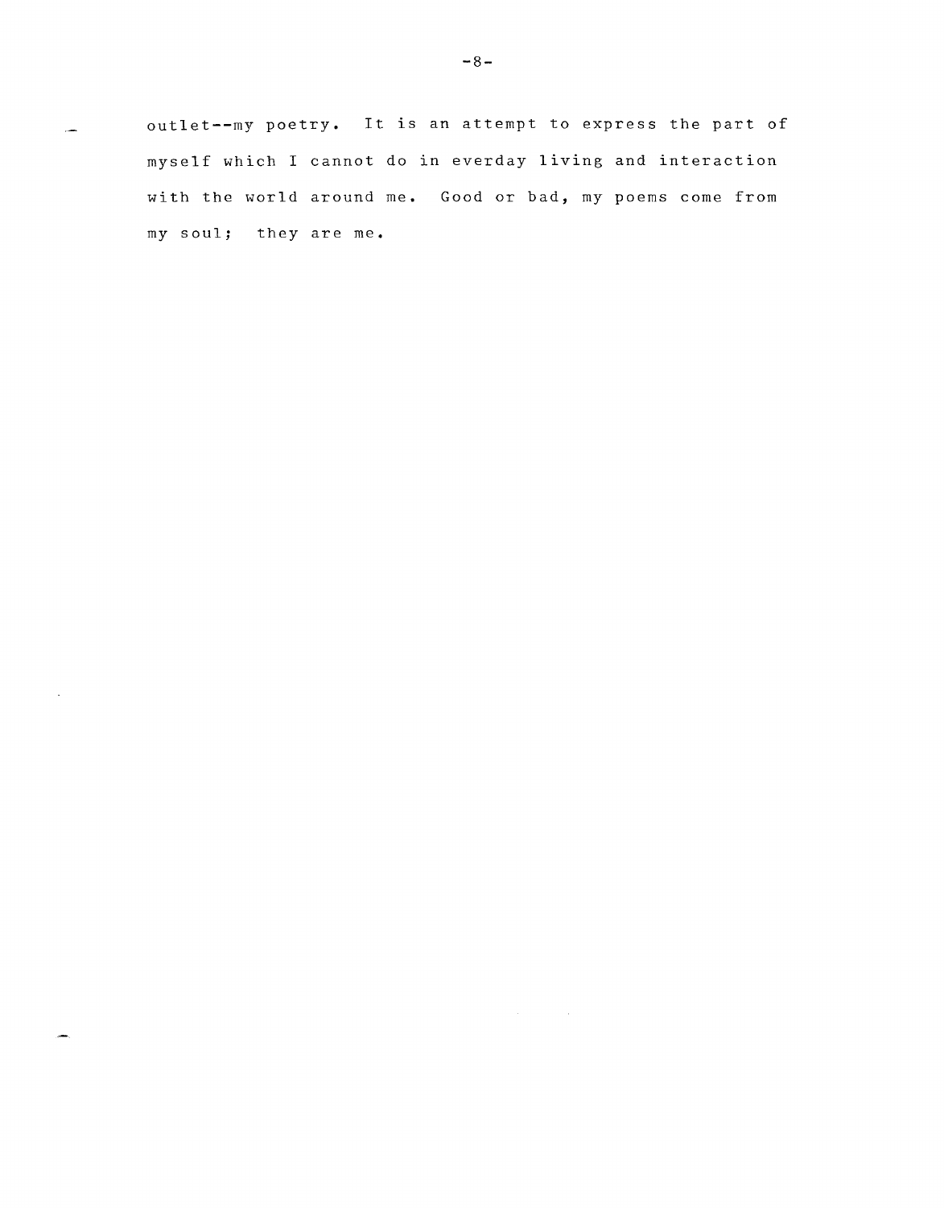outlet--my poetry. It is an attempt to express the part of myself which I cannot do in everday living and interaction with the world around me. Good or bad, my poems come from my soul; they are me.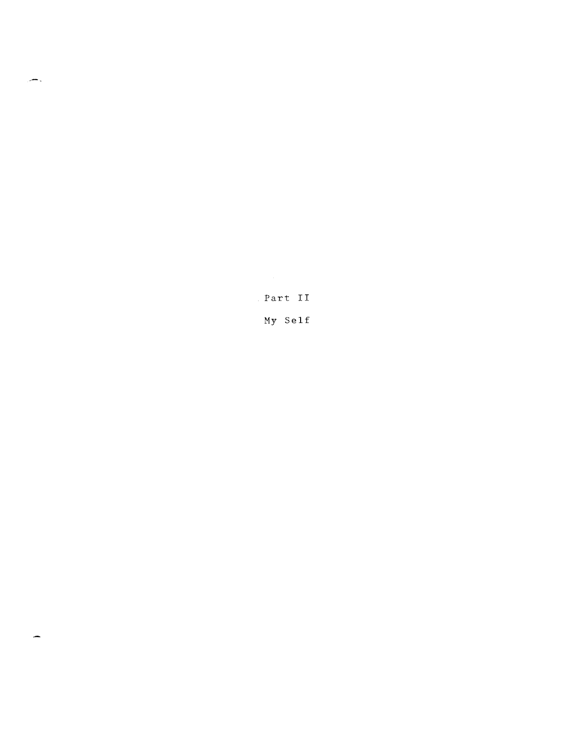# Part II

## My Self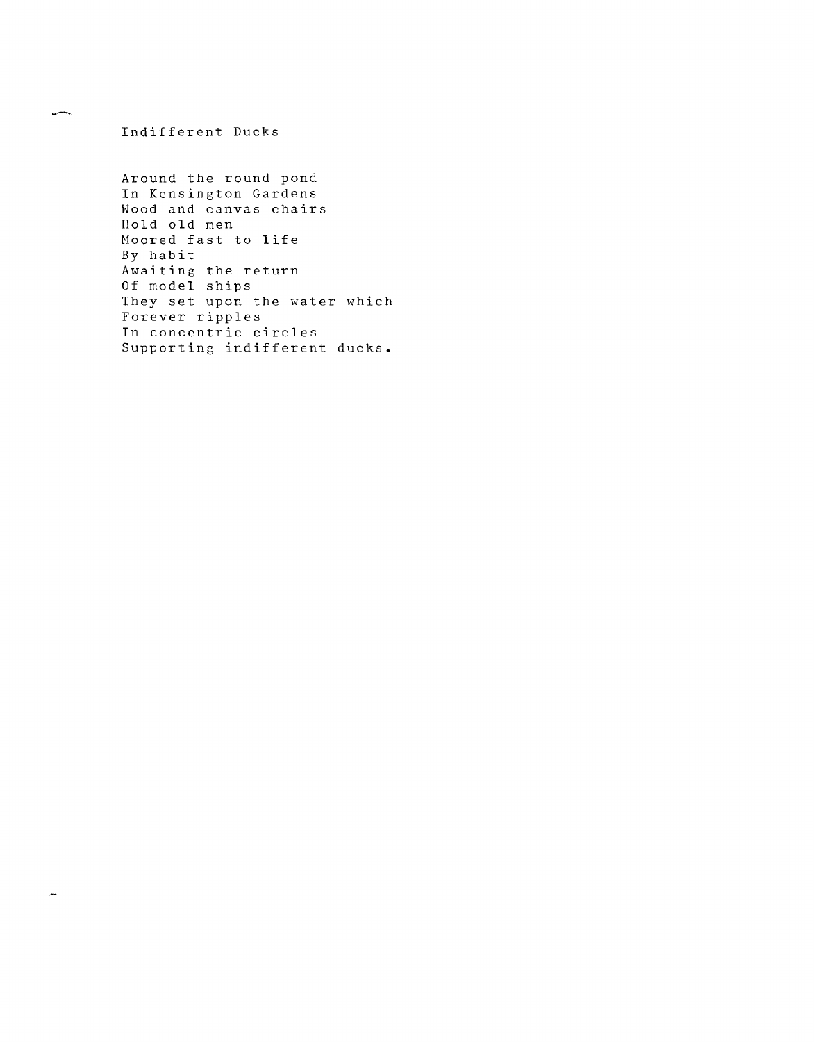# Indifferent Ducks

Around the round pond  
In Kensington Gardens  
Wood and canvas chairs  
Hold old men  
Moored fast to life  
By habit  
Awaiting the return  
Of model ships  
They set upon the water which  
Forever ripples  
In concentric circles  
Supporting indifferent ducks.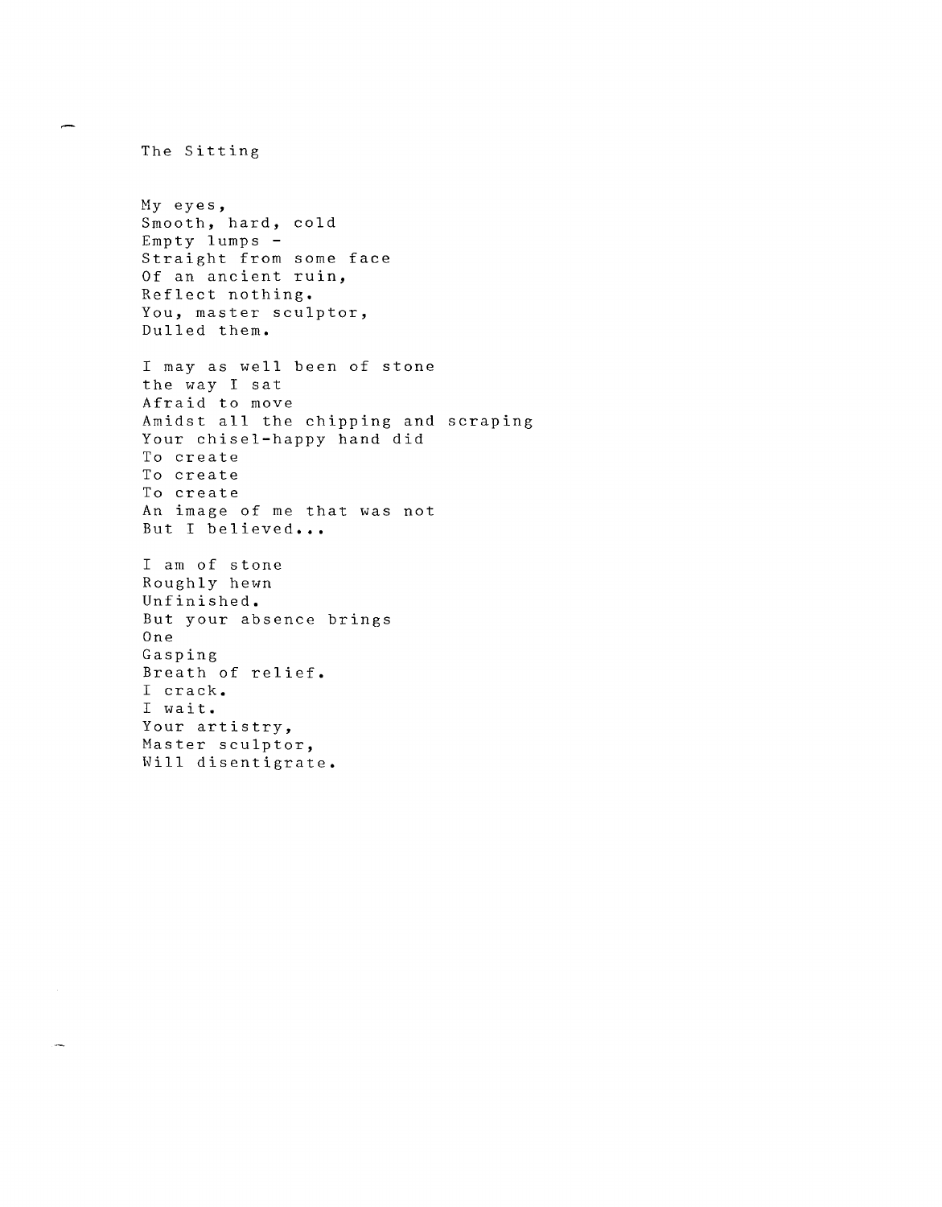# The Sitting

My eyes,  
Smooth, hard, cold  
Empty lumps -  
Straight from some face  
Of an ancient ruin,  
Reflect nothing.  
You, master sculptor,  
Dulled them.

I may as well been of stone  
the way I sat  
Afraid to move  
Amidst all the chipping and scraping  
Your chisel-happy hand did  
To create  
To create  
To create  
An image of me that was not  
But I believed...

I am of stone  
Roughly hewn  
Unfinished.  
But your absence brings  
One  
Gasping  
Breath of relief.  
I crack.  
I wait.  
Your artistry,  
Master sculptor,  
Will disentigrate.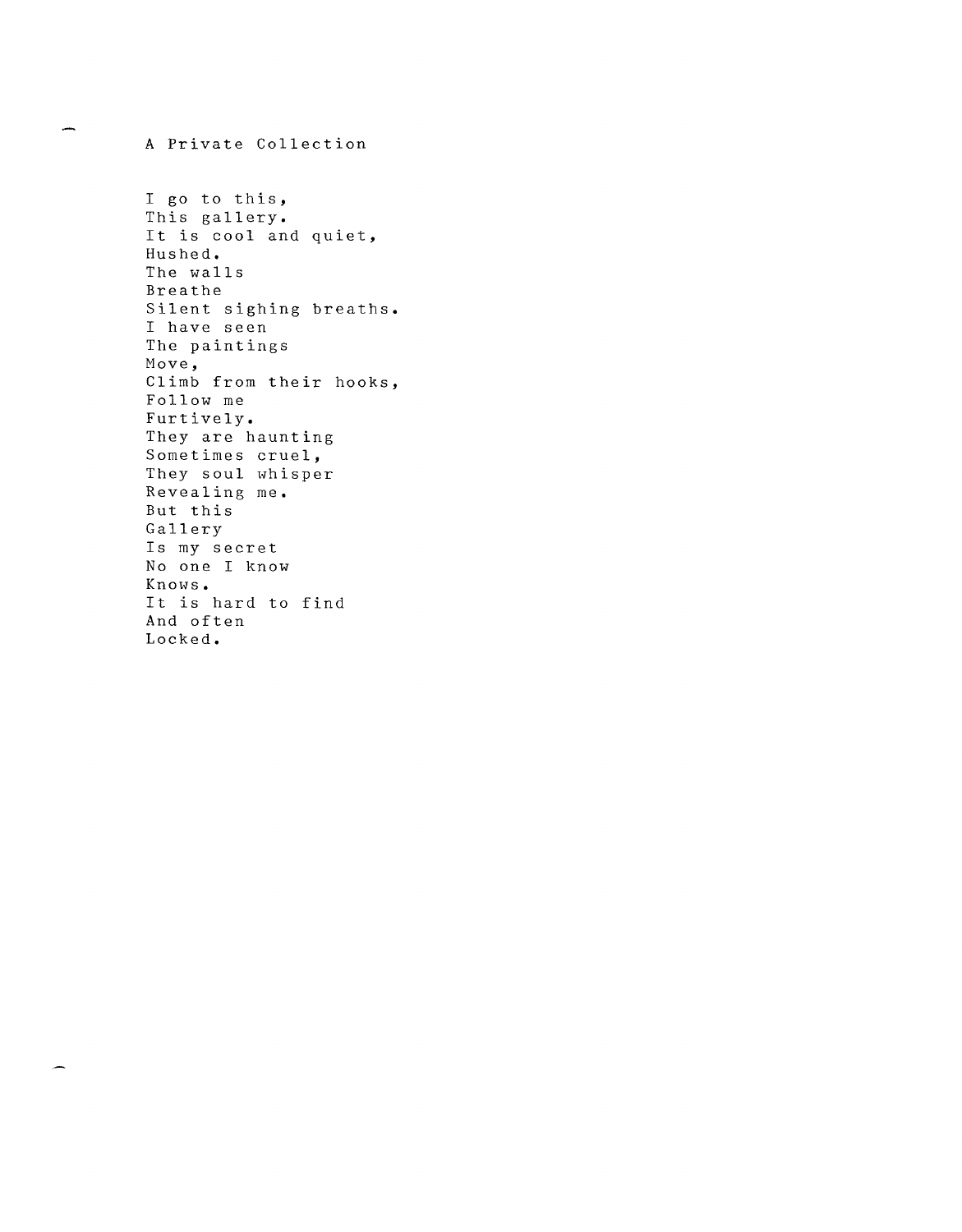# A Private Collection

I go to this,  
This gallery.  
It is cool and quiet,  
Hushed.  
The walls  
Breathe  
Silent sighing breaths.  
I have seen  
The paintings  
Move,  
Climb from their hooks,  
Follow me  
Furtively.  
They are haunting  
Sometimes cruel,  
They soul whisper  
Revealing me.  
But this  
Gallery  
Is my secret  
No one I know  
Knows.  
It is hard to find  
And often  
Locked.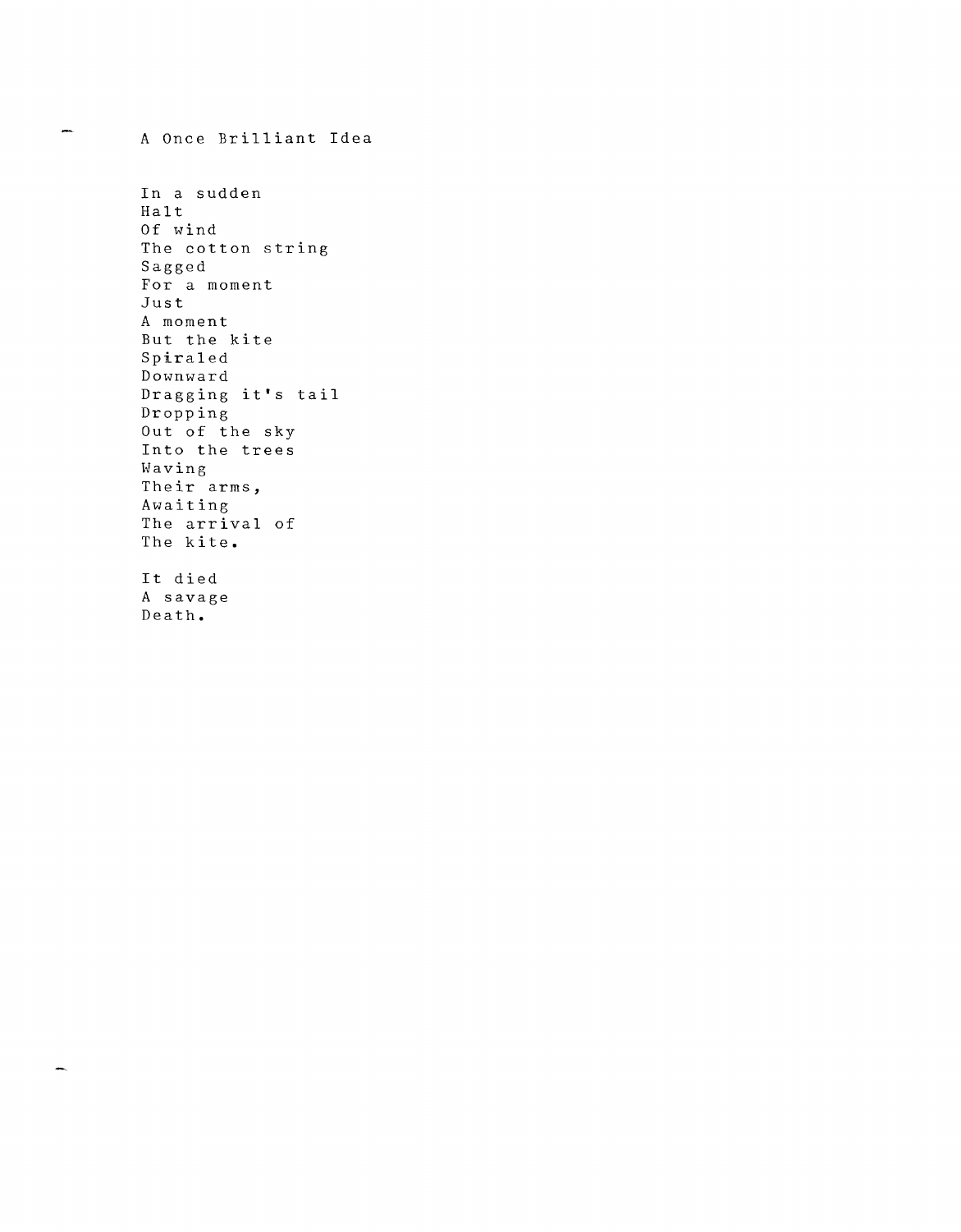# A Once Brilliant Idea

In a sudden  
Halt  
Of wind  
The cotton string  
Sagged  
For a moment  
Just  
A moment  
But the kite  
Spiraled  
Downward  
Dragging it's tail  
Dropping  
Out of the sky  
Into the trees  
Waving  
Their arms,  
Awaiting  
The arrival of  
The kite.

It died  
A savage  
Death.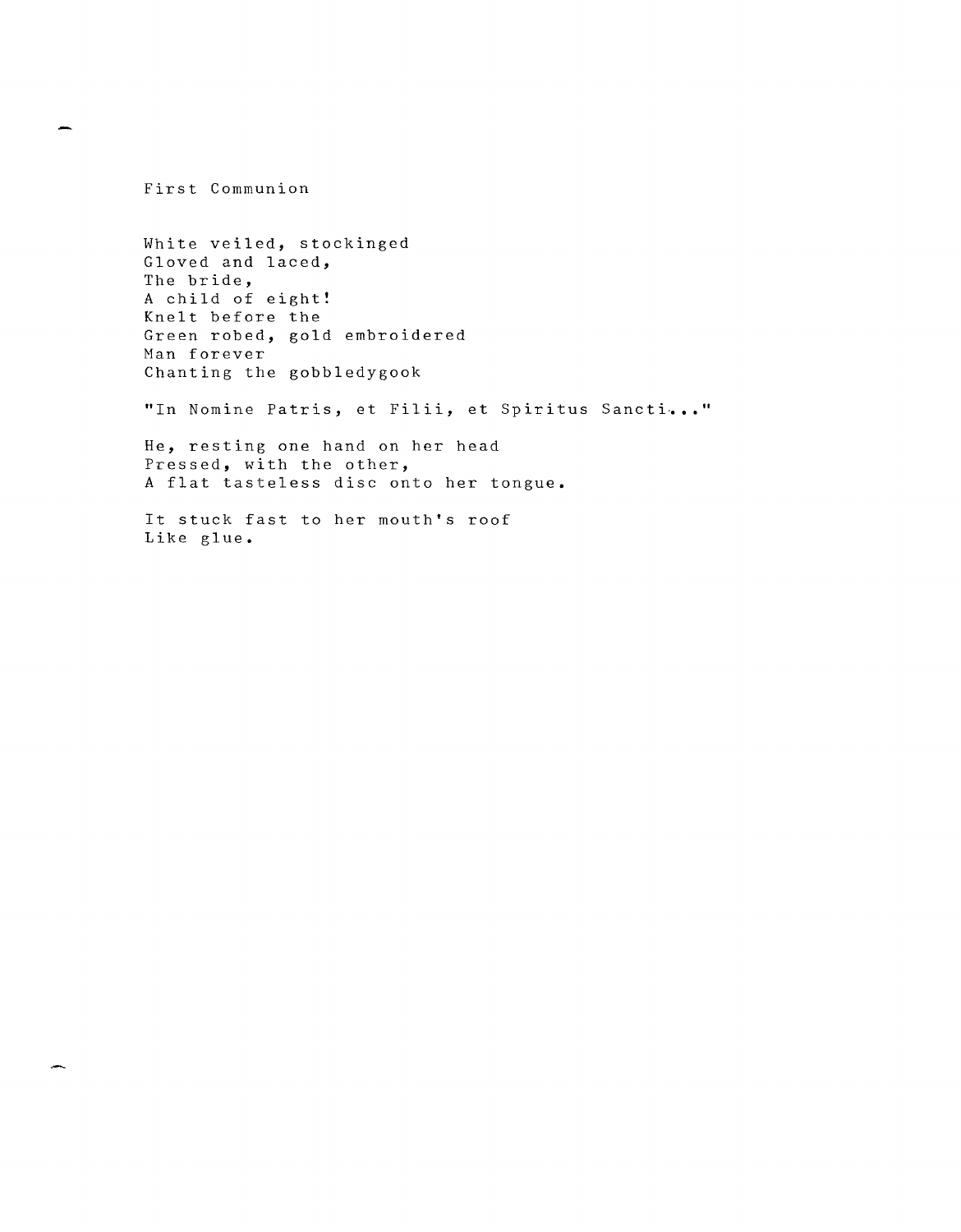# First Communion

White veiled, stockinged  
Gloved and laced,  
The bride,  
A child of eight!  
Knelt before the  
Green robed, gold embroidered  
Man forever  
Chanting the gobbledygook

"In Nomine Patris, et Filii, et Spiritus Sancti..."

He, resting one hand on her head  
Pressed, with the other,  
A flat tasteless disc onto her tongue.

It stuck fast to her mouth's roof  
Like glue.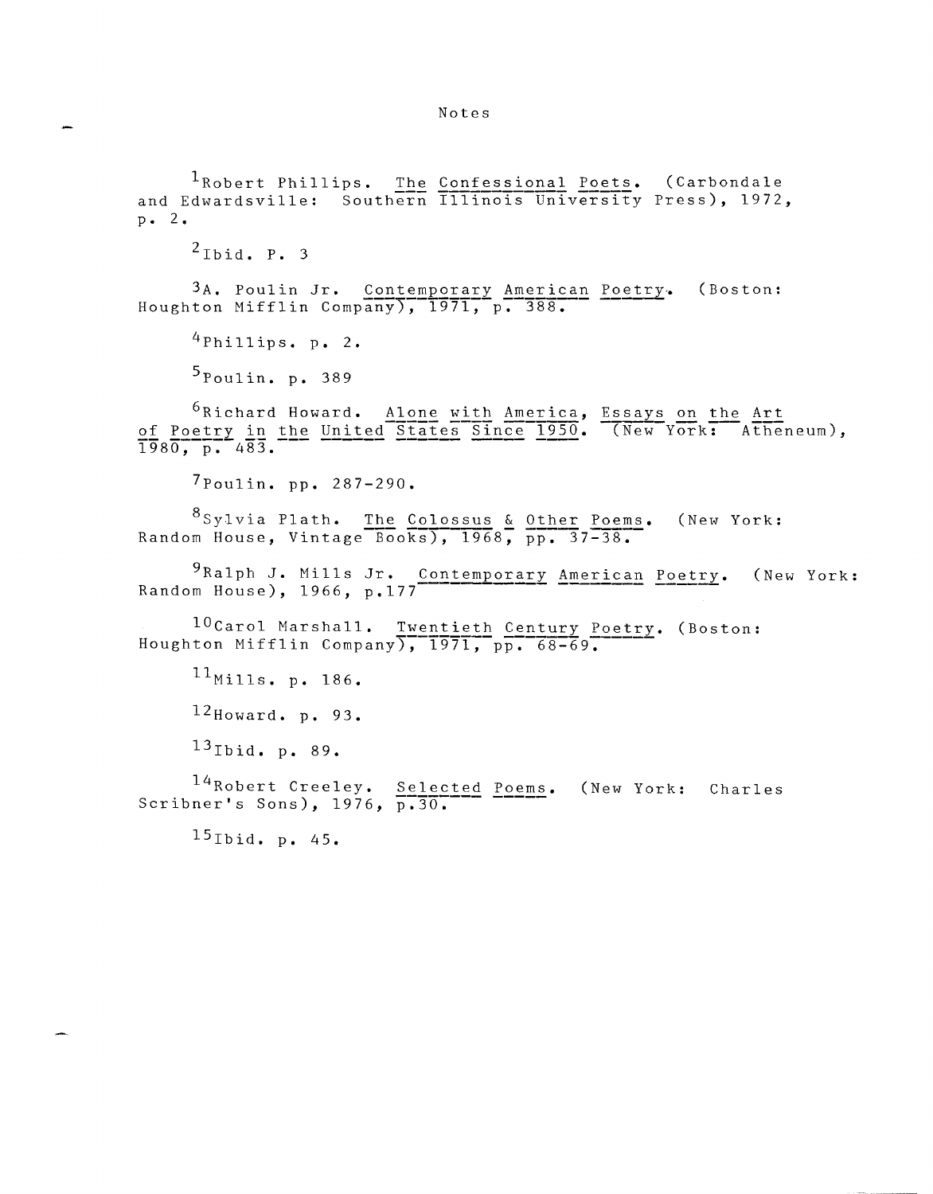# Notes

[1]Robert Phillips. The Confessional Poets. (Carbondale and Edwardsville: Southern Illinois University Press), 1972, p. 2.

[2]Ibid. P. 3

[3]A. Poulin Jr. Contemporary American Poetry. (Boston: Houghton Mifflin Company), 1971, p. 388.

[4]Phillips. p. 2.

[5]Poulin. p. 389

[6]Richard Howard. Alone with America, Essays on the Art of Poetry in the United States Since 1950. (New York: Atheneum), 1980, p. 483.

[7]Poulin. pp. 287-290.

[8]Sylvia Plath. The Colossus & Other Poems. (New York: Random House, Vintage Books), 1968, pp. 37-38.

[9]Ralph J. Mills Jr. Contemporary American Poetry. (New York: Random House), 1966, p.177

[10]Carol Marshall. Twentieth Century Poetry. (Boston: Houghton Mifflin Company), 1971, pp. 68-69.

[11]Mills. p. 186.

[12]Howard. p. 93.

[13]Ibid. p. 89.

[14]Robert Creeley. Selected Poems. (New York: Charles Scribner's Sons), 1976, p.30.

[15]Ibid. p. 45.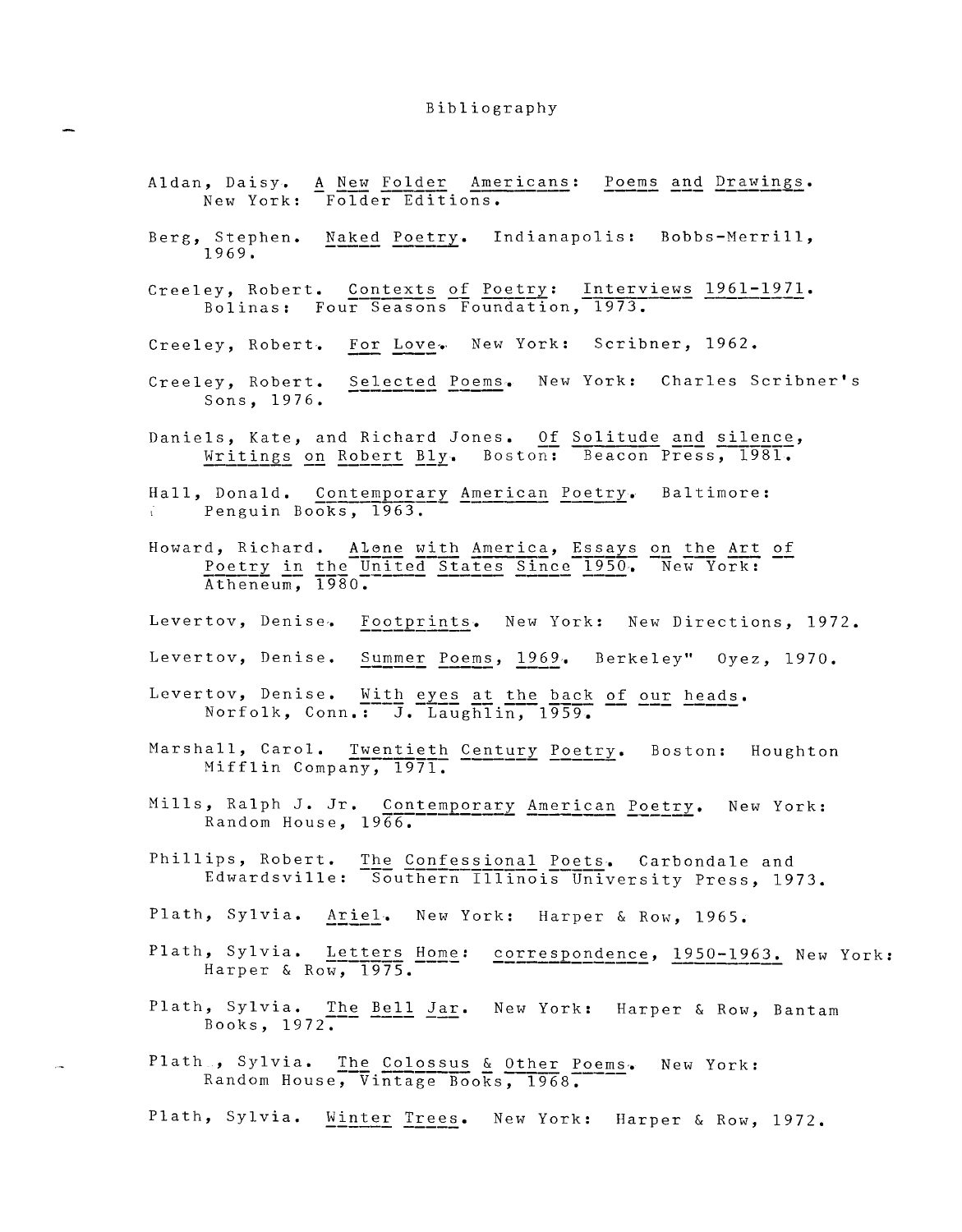# Bibliography

Aldan, Daisy. A New Folder Americans: Poems and Drawings. New York: Folder Editions.

Berg, Stephen. Naked Poetry. Indianapolis: Bobbs-Merrill, 1969.

Creeley, Robert. Contexts of Poetry: Interviews 1961-1971. Bolinas: Four Seasons Foundation, 1973.

Creeley, Robert. For Love. New York: Scribner, 1962.

Creeley, Robert. Selected Poems. New York: Charles Scribner's Sons, 1976.

Daniels, Kate, and Richard Jones. Of Solitude and silence, Writings on Robert Bly. Boston: Beacon Press, 1981.

Hall, Donald. Contemporary American Poetry. Baltimore: Penguin Books, 1963.

Howard, Richard. Alone with America, Essays on the Art of Poetry in the United States Since 1950. New York: Atheneum, 1980.

Levertov, Denise. Footprints. New York: New Directions, 1972.

Levertov, Denise. Summer Poems, 1969. Berkeley" Oyez, 1970.

Levertov, Denise. With eyes at the back of our heads. Norfolk, Conn.: J. Laughlin, 1959.

Marshall, Carol. Twentieth Century Poetry. Boston: Houghton Mifflin Company, 1971.

Mills, Ralph J. Jr. Contemporary American Poetry. New York: Random House, 1966.

Phillips, Robert. The Confessional Poets. Carbondale and Edwardsville: Southern Illinois University Press, 1973.

Plath, Sylvia. Ariel. New York: Harper & Row, 1965.

Plath, Sylvia. Letters Home: correspondence, 1950-1963. New York: Harper & Row, 1975.

Plath, Sylvia. The Bell Jar. New York: Harper & Row, Bantam Books, 1972.

Plath, Sylvia. The Colossus & Other Poems. New York: Random House, Vintage Books, 1968.

Plath, Sylvia. Winter Trees. New York: Harper & Row, 1972.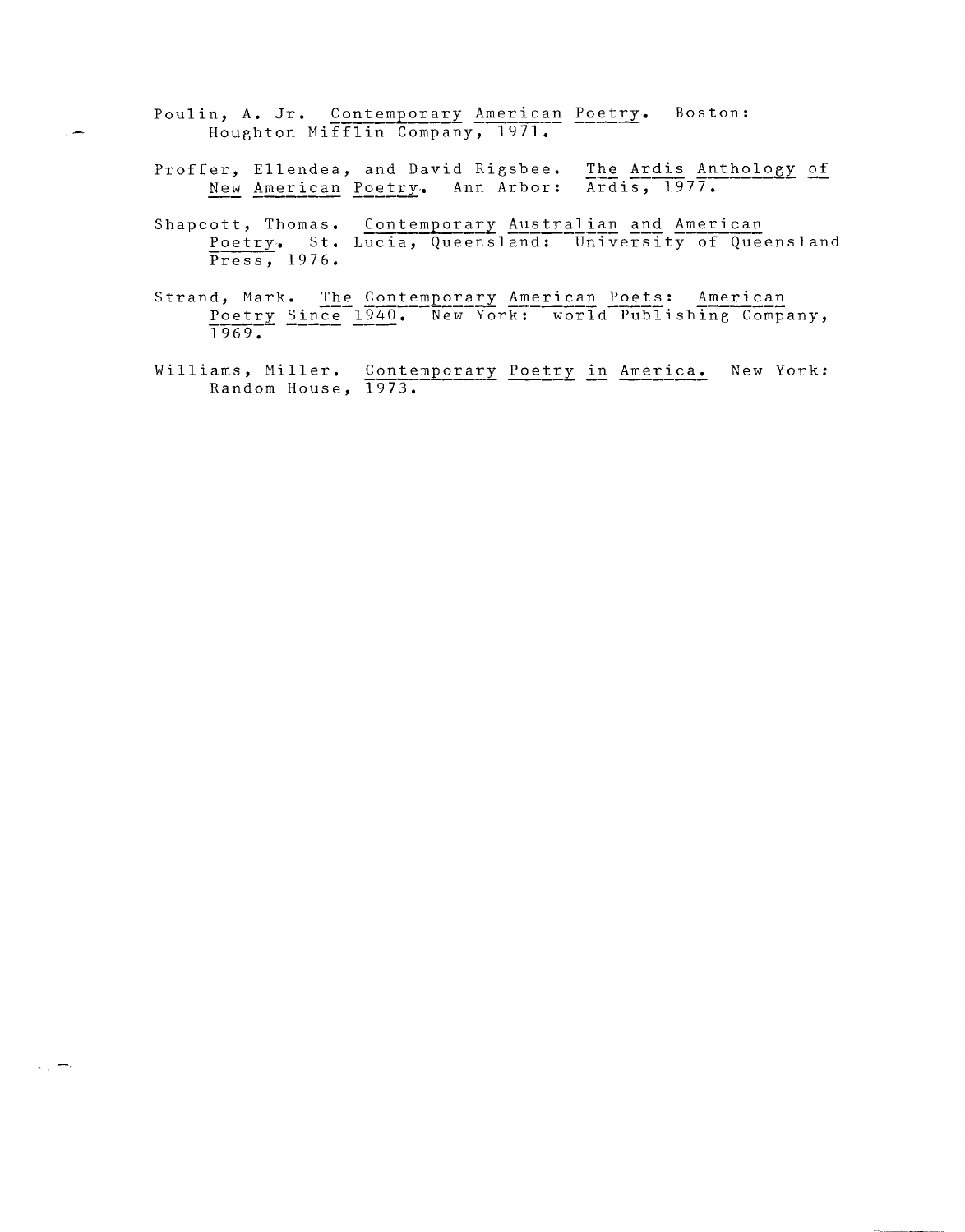Poulin, A. Jr. _Contemporary American Poetry_. Boston: Houghton Mifflin Company, 1971.

Proffer, Ellendea, and David Rigsbee. _The Ardis Anthology of New American Poetry_. Ann Arbor: Ardis, 1977.

Shapcott, Thomas. _Contemporary Australian and American Poetry_. St. Lucia, Queensland: University of Queensland Press, 1976.

Strand, Mark. _The Contemporary American Poets: American Poetry Since 1940_. New York: world Publishing Company, 1969.

Williams, Miller. _Contemporary Poetry in America_. New York: Random House, 1973.